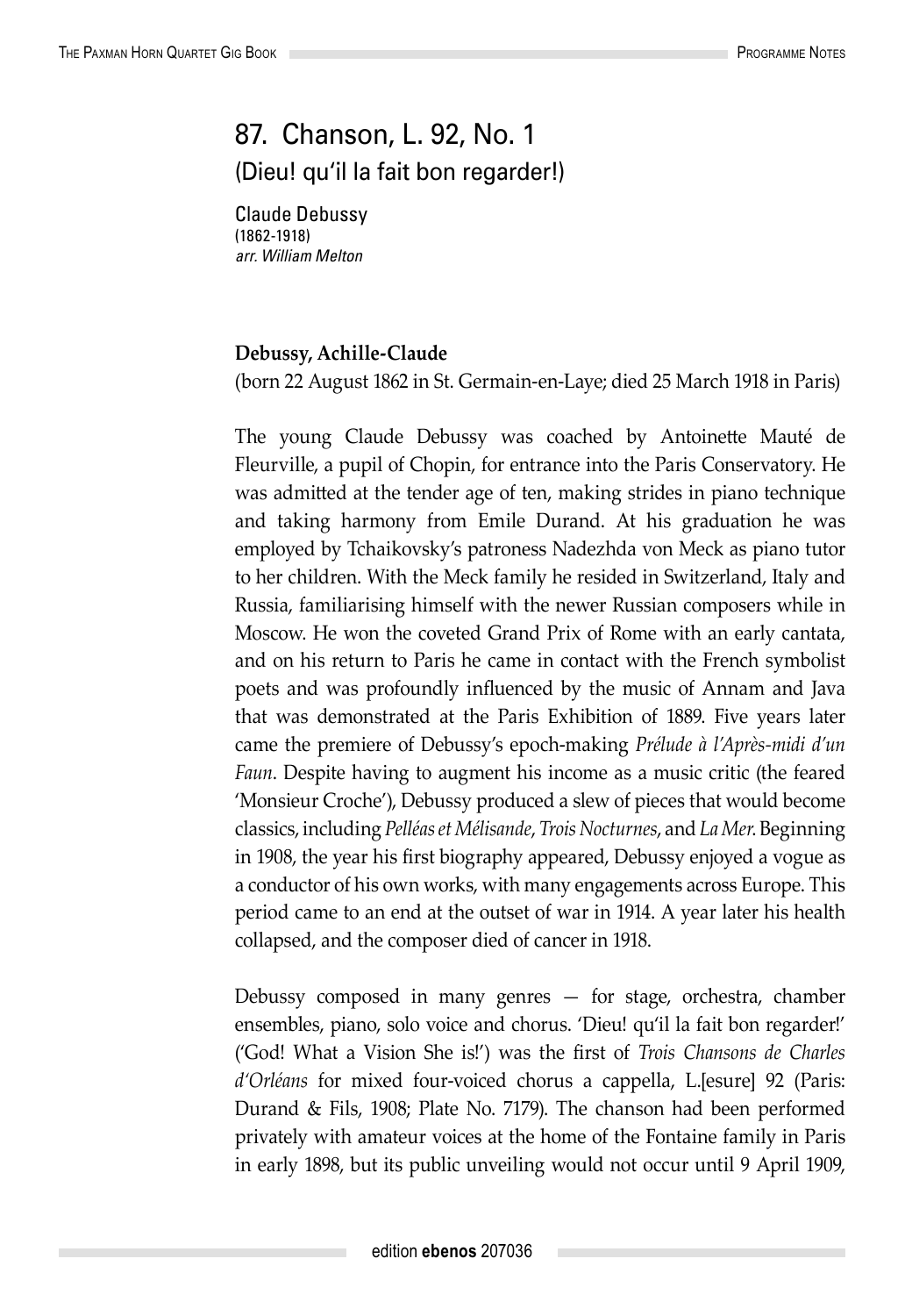# 87. Chanson, L. 92, No. 1

## (Dieu! qu'il la fait bon regarder!)

Claude Debussy
(1862-1918)
*arr. William Melton*

**Debussy, Achille-Claude**
(born 22 August 1862 in St. Germain-en-Laye; died 25 March 1918 in Paris)

The young Claude Debussy was coached by Antoinette Mauté de Fleurville, a pupil of Chopin, for entrance into the Paris Conservatory. He was admitted at the tender age of ten, making strides in piano technique and taking harmony from Emile Durand. At his graduation he was employed by Tchaikovsky's patroness Nadezhda von Meck as piano tutor to her children. With the Meck family he resided in Switzerland, Italy and Russia, familiarising himself with the newer Russian composers while in Moscow. He won the coveted Grand Prix of Rome with an early cantata, and on his return to Paris he came in contact with the French symbolist poets and was profoundly influenced by the music of Annam and Java that was demonstrated at the Paris Exhibition of 1889. Five years later came the premiere of Debussy's epoch-making *Prélude à l'Après-midi d'un Faun*. Despite having to augment his income as a music critic (the feared 'Monsieur Croche'), Debussy produced a slew of pieces that would become classics, including *Pelléas et Mélisande*, *Trois Nocturnes*, and *La Mer*. Beginning in 1908, the year his first biography appeared, Debussy enjoyed a vogue as a conductor of his own works, with many engagements across Europe. This period came to an end at the outset of war in 1914. A year later his health collapsed, and the composer died of cancer in 1918.

Debussy composed in many genres — for stage, orchestra, chamber ensembles, piano, solo voice and chorus. 'Dieu! qu'il la fait bon regarder!' ('God! What a Vision She is!') was the first of *Trois Chansons de Charles d'Orléans* for mixed four-voiced chorus a cappella, L.[esure] 92 (Paris: Durand & Fils, 1908; Plate No. 7179). The chanson had been performed privately with amateur voices at the home of the Fontaine family in Paris in early 1898, but its public unveiling would not occur until 9 April 1909,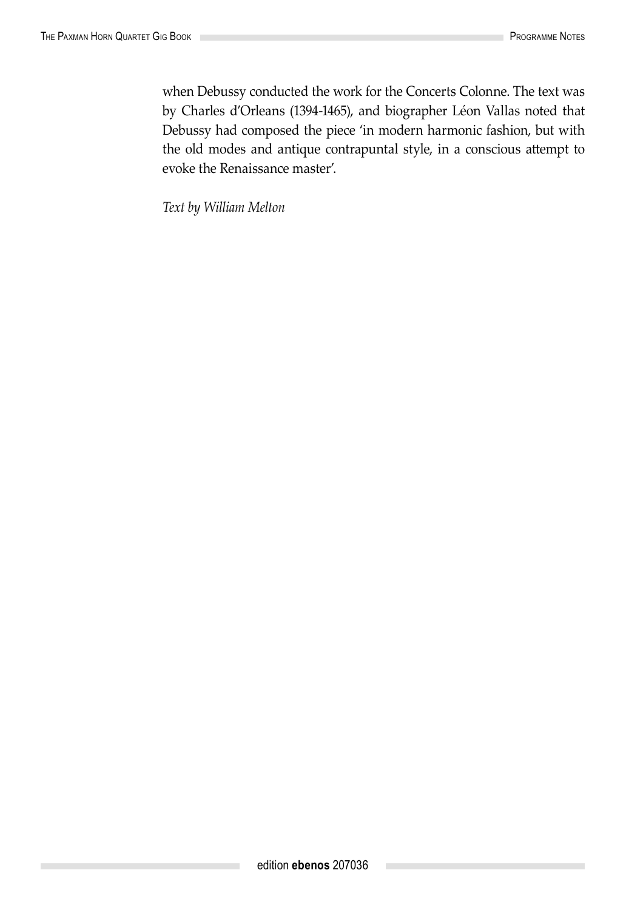when Debussy conducted the work for the Concerts Colonne. The text was by Charles d'Orleans (1394-1465), and biographer Léon Vallas noted that Debussy had composed the piece 'in modern harmonic fashion, but with the old modes and antique contrapuntal style, in a conscious attempt to evoke the Renaissance master'.

*Text by William Melton*